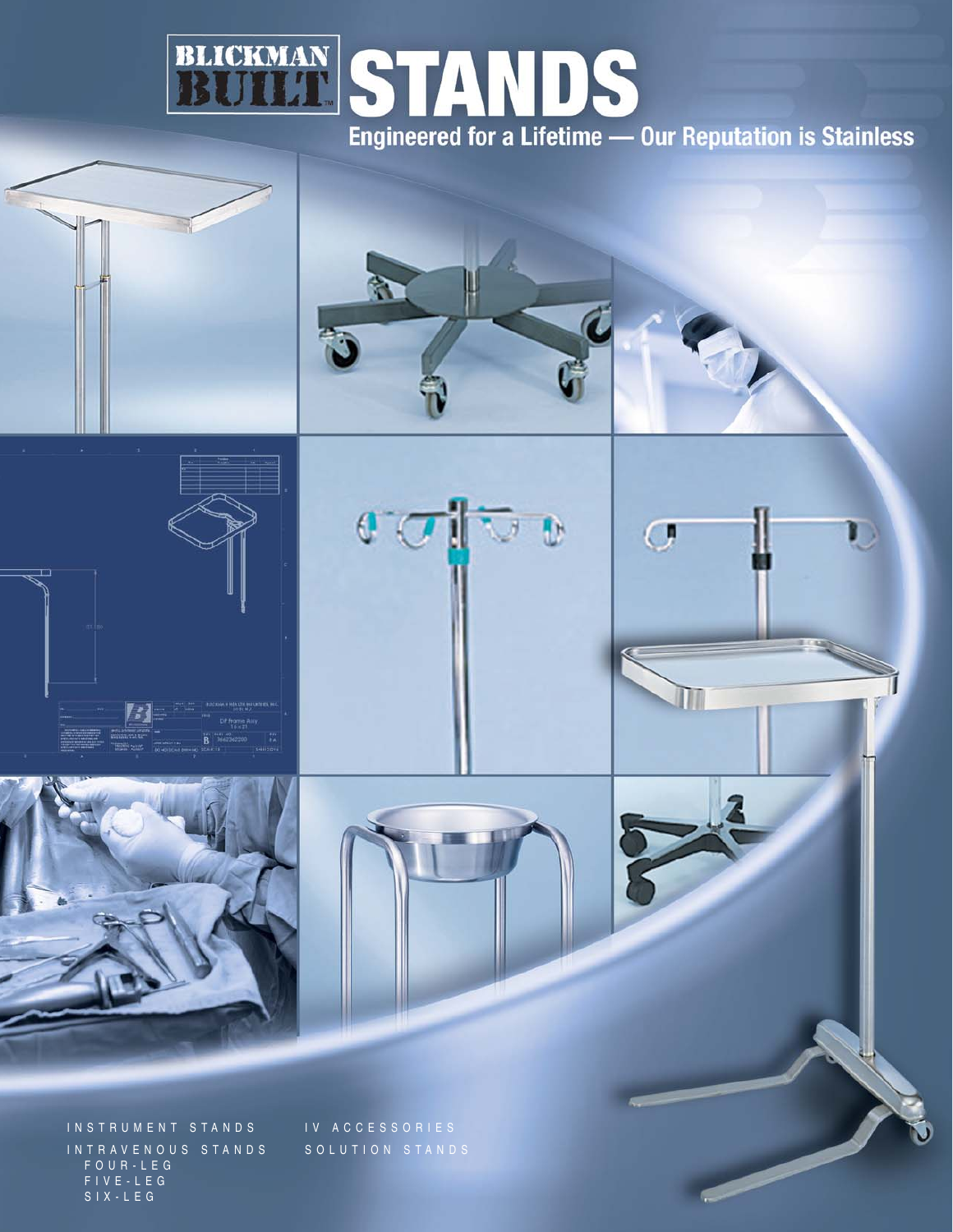# BLICKMAN BUILT™ STANDS

## Engineered for a Lifetime — Our Reputation is Stainless

INSTRUMENT STANDS

INTRAVENOUS STANDS
- FOUR-LEG
- FIVE-LEG
- SIX-LEG

IV ACCESSORIES

SOLUTION STANDS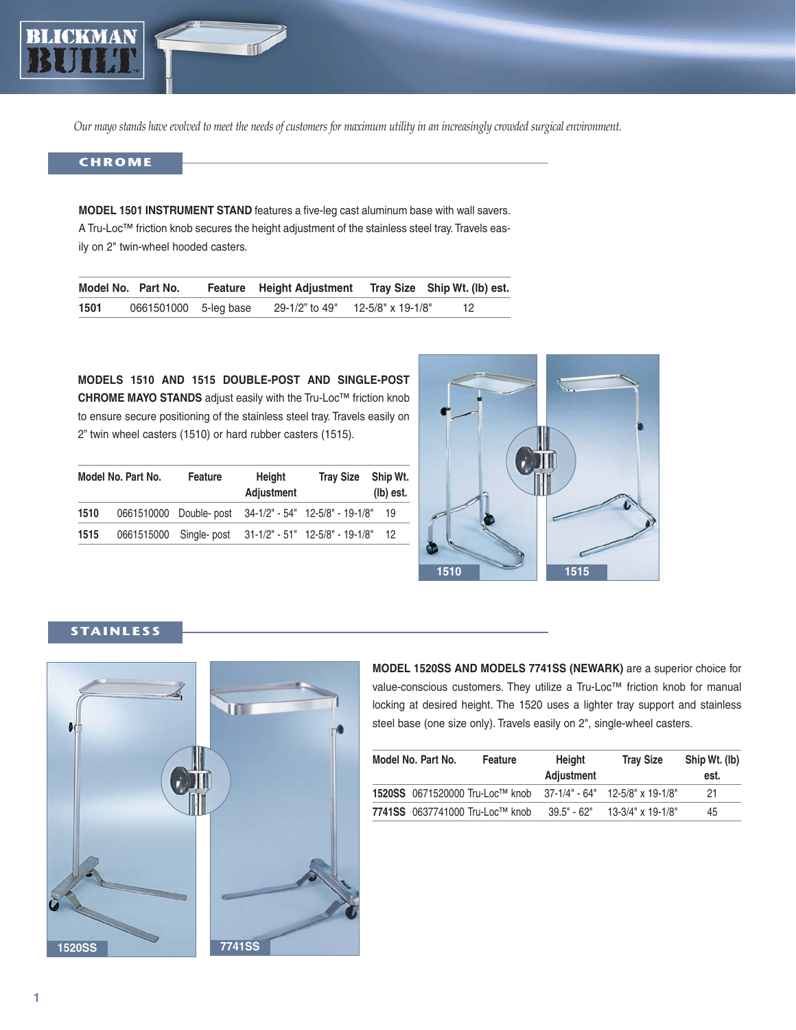*Our mayo stands have evolved to meet the needs of customers for maximum utility in an increasingly crowded surgical environment.*

## CHROME

**MODEL 1501 INSTRUMENT STAND** features a five-leg cast aluminum base with wall savers. A Tru-Loc™ friction knob secures the height adjustment of the stainless steel tray. Travels easily on 2" twin-wheel hooded casters.

| Model No. | Part No. | Feature | Height Adjustment | Tray Size | Ship Wt. (lb) est. |
|---|---|---|---|---|---|
| 1501 | 0661501000 | 5-leg base | 29-1/2" to 49" | 12-5/8" x 19-1/8" | 12 |

**MODELS 1510 AND 1515 DOUBLE-POST AND SINGLE-POST CHROME MAYO STANDS** adjust easily with the Tru-Loc™ friction knob to ensure secure positioning of the stainless steel tray. Travels easily on 2" twin wheel casters (1510) or hard rubber casters (1515).

| Model No. | Part No. | Feature | Height Adjustment | Tray Size | Ship Wt. (lb) est. |
|---|---|---|---|---|---|
| 1510 | 0661510000 | Double- post | 34-1/2" - 54" | 12-5/8" - 19-1/8" | 19 |
| 1515 | 0661515000 | Single- post | 31-1/2" - 51" | 12-5/8" - 19-1/8" | 12 |

1510

1515

## STAINLESS

1520SS

7741SS

**MODEL 1520SS AND MODELS 7741SS (NEWARK)** are a superior choice for value-conscious customers. They utilize a Tru-Loc™ friction knob for manual locking at desired height. The 1520 uses a lighter tray support and stainless steel base (one size only). Travels easily on 2", single-wheel casters.

| Model No. | Part No. | Feature | Height Adjustment | Tray Size | Ship Wt. (lb) est. |
|---|---|---|---|---|---|
| 1520SS | 0671520000 | Tru-Loc™ knob | 37-1/4" - 64" | 12-5/8" x 19-1/8" | 21 |
| 7741SS | 0637741000 | Tru-Loc™ knob | 39.5" - 62" | 13-3/4" x 19-1/8" | 45 |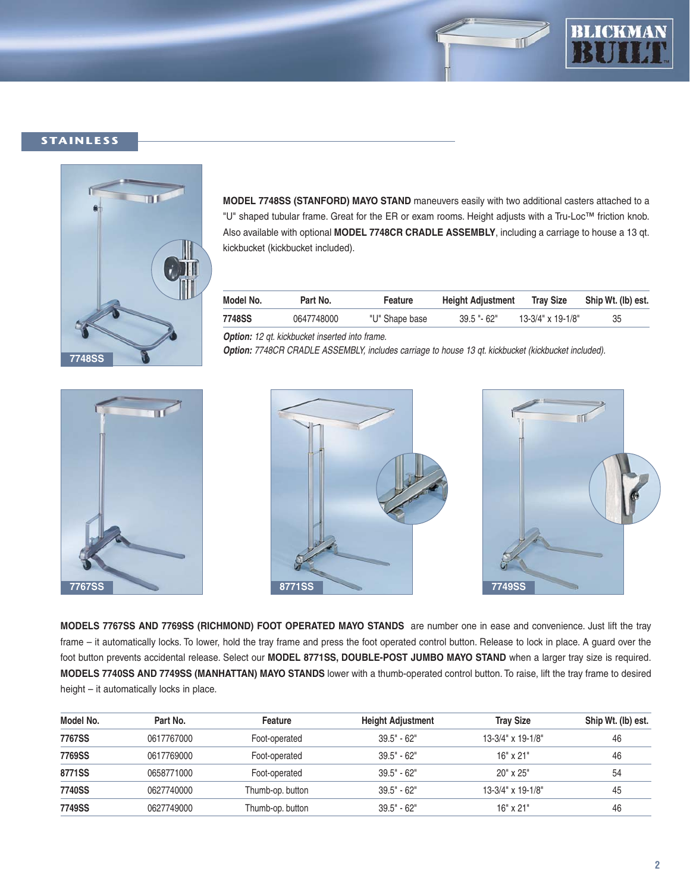## STAINLESS

7748SS

**MODEL 7748SS (STANFORD) MAYO STAND** maneuvers easily with two additional casters attached to a "U" shaped tubular frame. Great for the ER or exam rooms. Height adjusts with a Tru-Loc™ friction knob. Also available with optional **MODEL 7748CR CRADLE ASSEMBLY**, including a carriage to house a 13 qt. kickbucket (kickbucket included).

| Model No. | Part No. | Feature | Height Adjustment | Tray Size | Ship Wt. (lb) est. |
|---|---|---|---|---|---|
| **7748SS** | 0647748000 | "U" Shape base | 39.5 "- 62" | 13-3/4" x 19-1/8" | 35 |

***Option:*** *12 qt. kickbucket inserted into frame.*

***Option:*** *7748CR CRADLE ASSEMBLY, includes carriage to house 13 qt. kickbucket (kickbucket included).*

7767SS

8771SS

7749SS

**MODELS 7767SS AND 7769SS (RICHMOND) FOOT OPERATED MAYO STANDS** are number one in ease and convenience. Just lift the tray frame – it automatically locks. To lower, hold the tray frame and press the foot operated control button. Release to lock in place. A guard over the foot button prevents accidental release. Select our **MODEL 8771SS, DOUBLE-POST JUMBO MAYO STAND** when a larger tray size is required. **MODELS 7740SS AND 7749SS (MANHATTAN) MAYO STANDS** lower with a thumb-operated control button. To raise, lift the tray frame to desired height – it automatically locks in place.

| Model No. | Part No. | Feature | Height Adjustment | Tray Size | Ship Wt. (lb) est. |
|---|---|---|---|---|---|
| **7767SS** | 0617767000 | Foot-operated | 39.5" - 62" | 13-3/4" x 19-1/8" | 46 |
| **7769SS** | 0617769000 | Foot-operated | 39.5" - 62" | 16" x 21" | 46 |
| **8771SS** | 0658771000 | Foot-operated | 39.5" - 62" | 20" x 25" | 54 |
| **7740SS** | 0627740000 | Thumb-op. button | 39.5" - 62" | 13-3/4" x 19-1/8" | 45 |
| **7749SS** | 0627749000 | Thumb-op. button | 39.5" - 62" | 16" x 21" | 46 |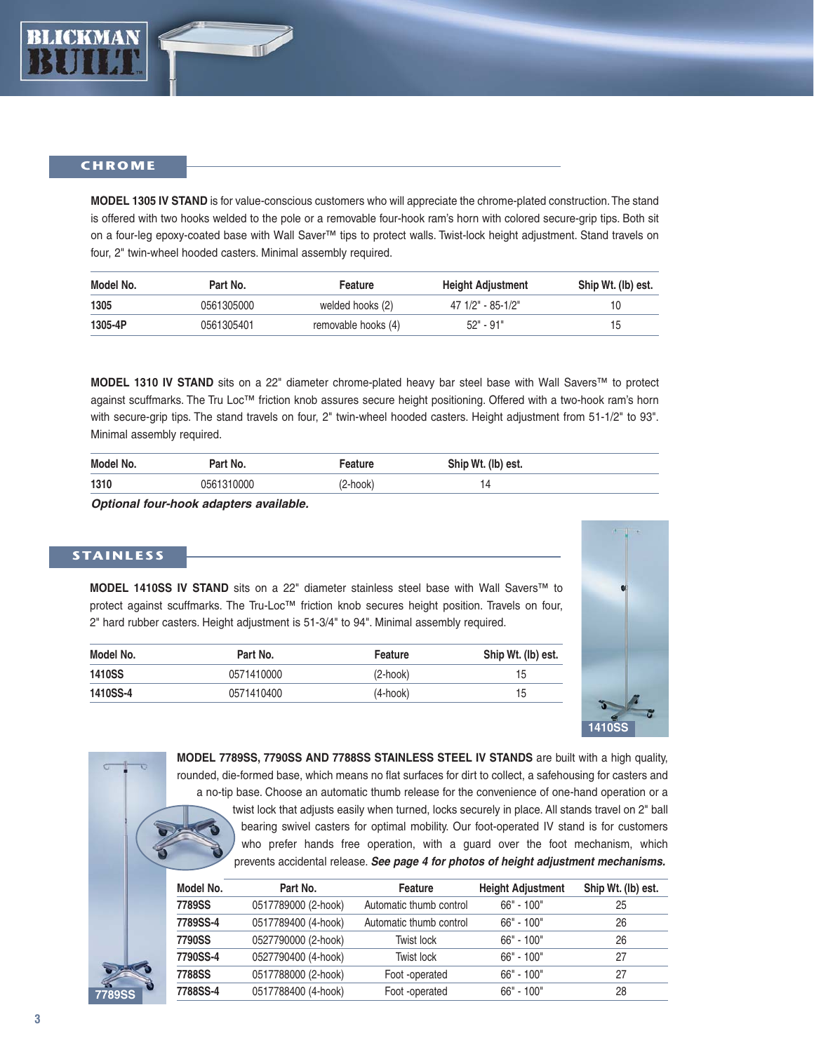## CHROME

**MODEL 1305 IV STAND** is for value-conscious customers who will appreciate the chrome-plated construction. The stand is offered with two hooks welded to the pole or a removable four-hook ram's horn with colored secure-grip tips. Both sit on a four-leg epoxy-coated base with Wall Saver™ tips to protect walls. Twist-lock height adjustment. Stand travels on four, 2" twin-wheel hooded casters. Minimal assembly required.

| Model No. | Part No. | Feature | Height Adjustment | Ship Wt. (lb) est. |
|---|---|---|---|---|
| **1305** | 0561305000 | welded hooks (2) | 47 1/2" - 85-1/2" | 10 |
| **1305-4P** | 0561305401 | removable hooks (4) | 52" - 91" | 15 |

**MODEL 1310 IV STAND** sits on a 22" diameter chrome-plated heavy bar steel base with Wall Savers™ to protect against scuffmarks. The Tru Loc™ friction knob assures secure height positioning. Offered with a two-hook ram's horn with secure-grip tips. The stand travels on four, 2" twin-wheel hooded casters. Height adjustment from 51-1/2" to 93". Minimal assembly required.

| Model No. | Part No. | Feature | Ship Wt. (lb) est. |
|---|---|---|---|
| **1310** | 0561310000 | (2-hook) | 14 |

***Optional four-hook adapters available.***

## STAINLESS

**MODEL 1410SS IV STAND** sits on a 22" diameter stainless steel base with Wall Savers™ to protect against scuffmarks. The Tru-Loc™ friction knob secures height position. Travels on four, 2" hard rubber casters. Height adjustment is 51-3/4" to 94". Minimal assembly required.

| Model No. | Part No. | Feature | Ship Wt. (lb) est. |
|---|---|---|---|
| **1410SS** | 0571410000 | (2-hook) | 15 |
| **1410SS-4** | 0571410400 | (4-hook) | 15 |

1410SS

**MODEL 7789SS, 7790SS AND 7788SS STAINLESS STEEL IV STANDS** are built with a high quality, rounded, die-formed base, which means no flat surfaces for dirt to collect, a safehousing for casters and a no-tip base. Choose an automatic thumb release for the convenience of one-hand operation or a twist lock that adjusts easily when turned, locks securely in place. All stands travel on 2" ball bearing swivel casters for optimal mobility. Our foot-operated IV stand is for customers who prefer hands free operation, with a guard over the foot mechanism, which prevents accidental release. ***See page 4 for photos of height adjustment mechanisms.***

| Model No. | Part No. | Feature | Height Adjustment | Ship Wt. (lb) est. |
|---|---|---|---|---|
| **7789SS** | 0517789000 (2-hook) | Automatic thumb control | 66" - 100" | 25 |
| **7789SS-4** | 0517789400 (4-hook) | Automatic thumb control | 66" - 100" | 26 |
| **7790SS** | 0527790000 (2-hook) | Twist lock | 66" - 100" | 26 |
| **7790SS-4** | 0527790400 (4-hook) | Twist lock | 66" - 100" | 27 |
| **7788SS** | 0517788000 (2-hook) | Foot -operated | 66" - 100" | 27 |
| **7788SS-4** | 0517788400 (4-hook) | Foot -operated | 66" - 100" | 28 |

7789SS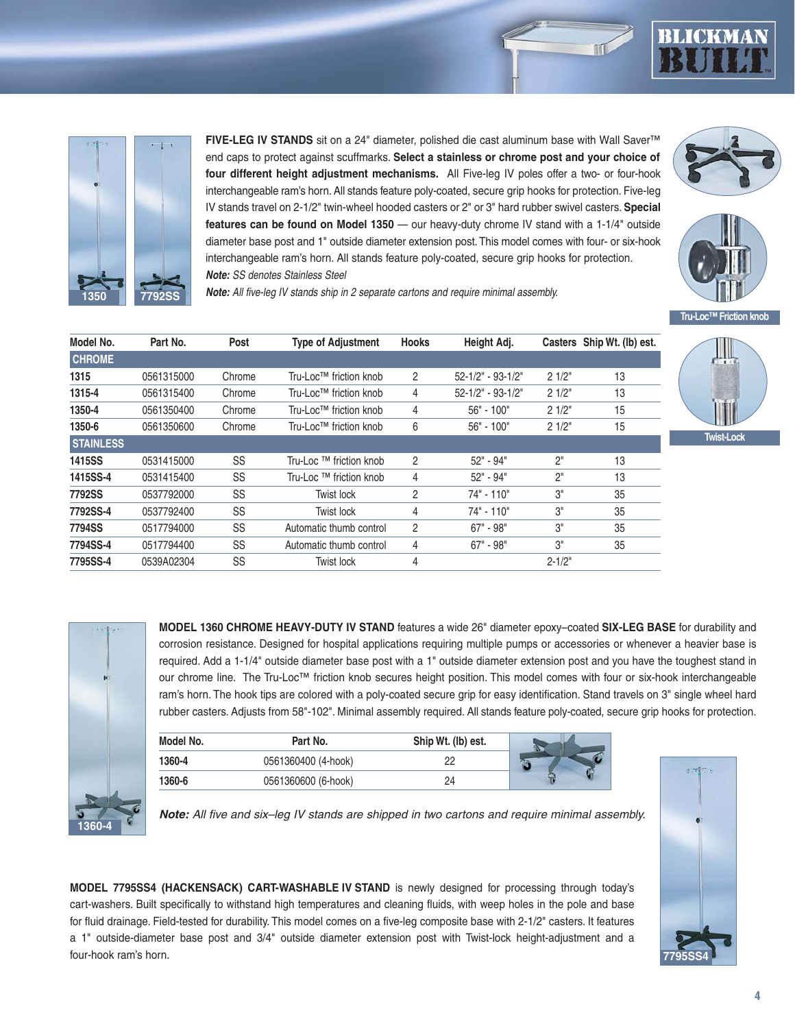**FIVE-LEG IV STANDS** sit on a 24" diameter, polished die cast aluminum base with Wall Saver™ end caps to protect against scuffmarks. **Select a stainless or chrome post and your choice of four different height adjustment mechanisms.** All Five-leg IV poles offer a two- or four-hook interchangeable ram's horn. All stands feature poly-coated, secure grip hooks for protection. Five-leg IV stands travel on 2-1/2" twin-wheel hooded casters or 2" or 3" hard rubber swivel casters. **Special features can be found on Model 1350** — our heavy-duty chrome IV stand with a 1-1/4" outside diameter base post and 1" outside diameter extension post. This model comes with four- or six-hook interchangeable ram's horn. All stands feature poly-coated, secure grip hooks for protection.

***Note:*** *SS denotes Stainless Steel*

***Note:*** *All five-leg IV stands ship in 2 separate cartons and require minimal assembly.*

1350 | 7792SS

Tru-Loc™ Friction knob

Twist-Lock

| Model No. | Part No. | Post | Type of Adjustment | Hooks | Height Adj. | Casters | Ship Wt. (lb) est. |
|---|---|---|---|---|---|---|---|
| **CHROME** | | | | | | | |
| 1315 | 0561315000 | Chrome | Tru-Loc™ friction knob | 2 | 52-1/2" - 93-1/2" | 2 1/2" | 13 |
| 1315-4 | 0561315400 | Chrome | Tru-Loc™ friction knob | 4 | 52-1/2" - 93-1/2" | 2 1/2" | 13 |
| 1350-4 | 0561350400 | Chrome | Tru-Loc™ friction knob | 4 | 56" - 100" | 2 1/2" | 15 |
| 1350-6 | 0561350600 | Chrome | Tru-Loc™ friction knob | 6 | 56" - 100" | 2 1/2" | 15 |
| **STAINLESS** | | | | | | | |
| 1415SS | 0531415000 | SS | Tru-Loc ™ friction knob | 2 | 52" - 94" | 2" | 13 |
| 1415SS-4 | 0531415400 | SS | Tru-Loc ™ friction knob | 4 | 52" - 94" | 2" | 13 |
| 7792SS | 0537792000 | SS | Twist lock | 2 | 74" - 110" | 3" | 35 |
| 7792SS-4 | 0537792400 | SS | Twist lock | 4 | 74" - 110" | 3" | 35 |
| 7794SS | 0517794000 | SS | Automatic thumb control | 2 | 67" - 98" | 3" | 35 |
| 7794SS-4 | 0517794400 | SS | Automatic thumb control | 4 | 67" - 98" | 3" | 35 |
| 7795SS-4 | 0539A02304 | SS | Twist lock | 4 | | 2-1/2" | |

**MODEL 1360 CHROME HEAVY-DUTY IV STAND** features a wide 26" diameter epoxy–coated **SIX-LEG BASE** for durability and corrosion resistance. Designed for hospital applications requiring multiple pumps or accessories or whenever a heavier base is required. Add a 1-1/4" outside diameter base post with a 1" outside diameter extension post and you have the toughest stand in our chrome line. The Tru-Loc™ friction knob secures height position. This model comes with four or six-hook interchangeable ram's horn. The hook tips are colored with a poly-coated secure grip for easy identification. Stand travels on 3" single wheel hard rubber casters. Adjusts from 58"-102". Minimal assembly required. All stands feature poly-coated, secure grip hooks for protection.

1360-4

| Model No. | Part No. | Ship Wt. (lb) est. |
|---|---|---|
| 1360-4 | 0561360400 (4-hook) | 22 |
| 1360-6 | 0561360600 (6-hook) | 24 |

***Note:*** *All five and six–leg IV stands are shipped in two cartons and require minimal assembly.*

**MODEL 7795SS4 (HACKENSACK) CART-WASHABLE IV STAND** is newly designed for processing through today's cart-washers. Built specifically to withstand high temperatures and cleaning fluids, with weep holes in the pole and base for fluid drainage. Field-tested for durability. This model comes on a five-leg composite base with 2-1/2" casters. It features a 1" outside-diameter base post and 3/4" outside diameter extension post with Twist-lock height-adjustment and a four-hook ram's horn.

7795SS4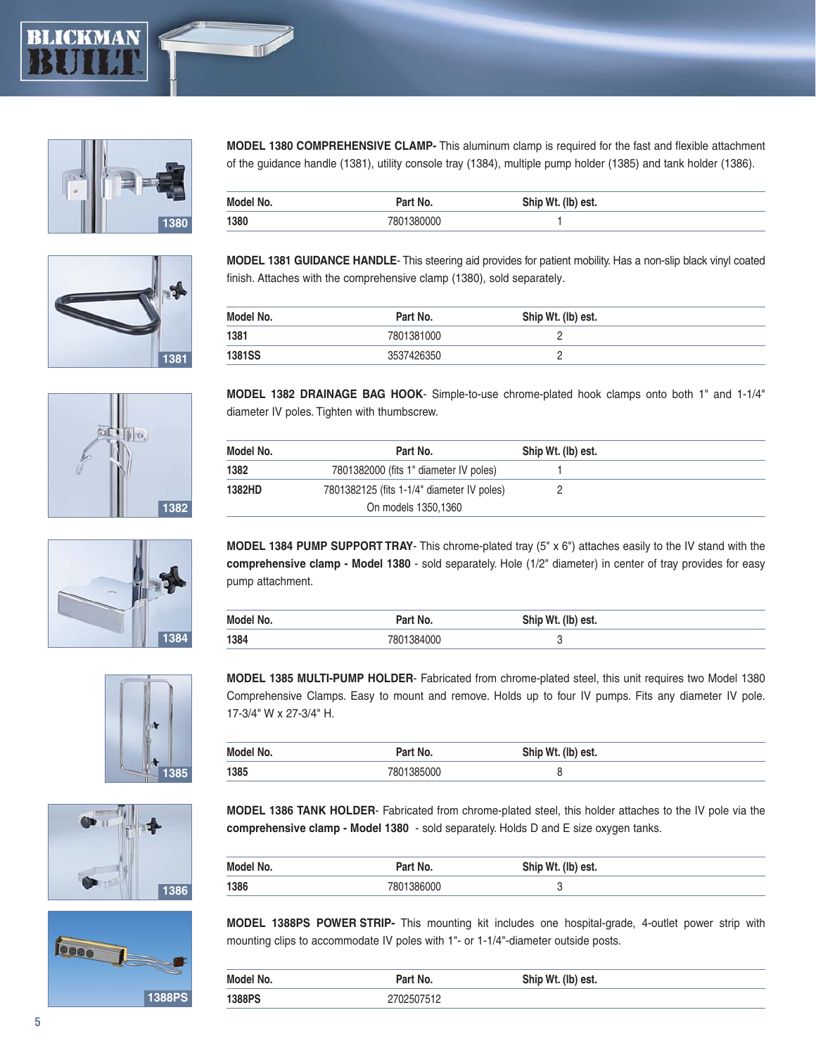**MODEL 1380 COMPREHENSIVE CLAMP-** This aluminum clamp is required for the fast and flexible attachment of the guidance handle (1381), utility console tray (1384), multiple pump holder (1385) and tank holder (1386).

| Model No. | Part No. | Ship Wt. (lb) est. |
|---|---|---|
| 1380 | 7801380000 | 1 |

**MODEL 1381 GUIDANCE HANDLE**- This steering aid provides for patient mobility. Has a non-slip black vinyl coated finish. Attaches with the comprehensive clamp (1380), sold separately.

| Model No. | Part No. | Ship Wt. (lb) est. |
|---|---|---|
| 1381 | 7801381000 | 2 |
| 1381SS | 3537426350 | 2 |

**MODEL 1382 DRAINAGE BAG HOOK**- Simple-to-use chrome-plated hook clamps onto both 1" and 1-1/4" diameter IV poles. Tighten with thumbscrew.

| Model No. | Part No. | Ship Wt. (lb) est. |
|---|---|---|
| 1382 | 7801382000 (fits 1" diameter IV poles) | 1 |
| 1382HD | 7801382125 (fits 1-1/4" diameter IV poles) On models 1350,1360 | 2 |

**MODEL 1384 PUMP SUPPORT TRAY**- This chrome-plated tray (5" x 6") attaches easily to the IV stand with the **comprehensive clamp - Model 1380** - sold separately. Hole (1/2" diameter) in center of tray provides for easy pump attachment.

| Model No. | Part No. | Ship Wt. (lb) est. |
|---|---|---|
| 1384 | 7801384000 | 3 |

**MODEL 1385 MULTI-PUMP HOLDER**- Fabricated from chrome-plated steel, this unit requires two Model 1380 Comprehensive Clamps. Easy to mount and remove. Holds up to four IV pumps. Fits any diameter IV pole. 17-3/4" W x 27-3/4" H.

| Model No. | Part No. | Ship Wt. (lb) est. |
|---|---|---|
| 1385 | 7801385000 | 8 |

**MODEL 1386 TANK HOLDER**- Fabricated from chrome-plated steel, this holder attaches to the IV pole via the **comprehensive clamp - Model 1380** - sold separately. Holds D and E size oxygen tanks.

| Model No. | Part No. | Ship Wt. (lb) est. |
|---|---|---|
| 1386 | 7801386000 | 3 |

**MODEL 1388PS POWER STRIP-** This mounting kit includes one hospital-grade, 4-outlet power strip with mounting clips to accommodate IV poles with 1"- or 1-1/4"-diameter outside posts.

| Model No. | Part No. | Ship Wt. (lb) est. |
|---|---|---|
| 1388PS | 2702507512 | |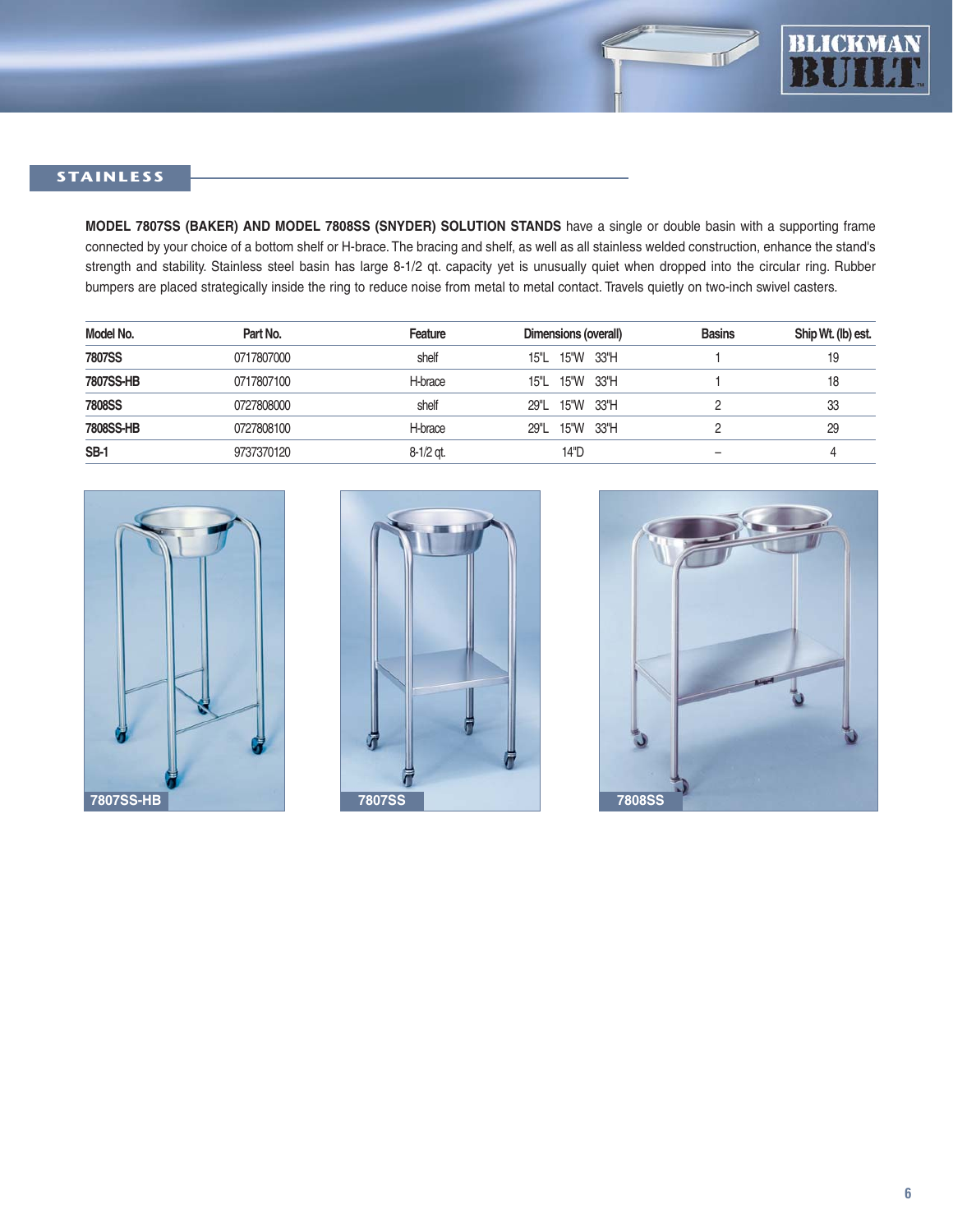## STAINLESS

**MODEL 7807SS (BAKER) AND MODEL 7808SS (SNYDER) SOLUTION STANDS** have a single or double basin with a supporting frame connected by your choice of a bottom shelf or H-brace. The bracing and shelf, as well as all stainless welded construction, enhance the stand's strength and stability. Stainless steel basin has large 8-1/2 qt. capacity yet is unusually quiet when dropped into the circular ring. Rubber bumpers are placed strategically inside the ring to reduce noise from metal to metal contact. Travels quietly on two-inch swivel casters.

| Model No. | Part No. | Feature | Dimensions (overall) | Basins | Ship Wt. (lb) est. |
|---|---|---|---|---|---|
| **7807SS** | 0717807000 | shelf | 15"L 15"W 33"H | 1 | 19 |
| **7807SS-HB** | 0717807100 | H-brace | 15"L 15"W 33"H | 1 | 18 |
| **7808SS** | 0727808000 | shelf | 29"L 15"W 33"H | 2 | 33 |
| **7808SS-HB** | 0727808100 | H-brace | 29"L 15"W 33"H | 2 | 29 |
| **SB-1** | 9737370120 | 8-1/2 qt. | 14"D | – | 4 |

7807SS-HB

7807SS

7808SS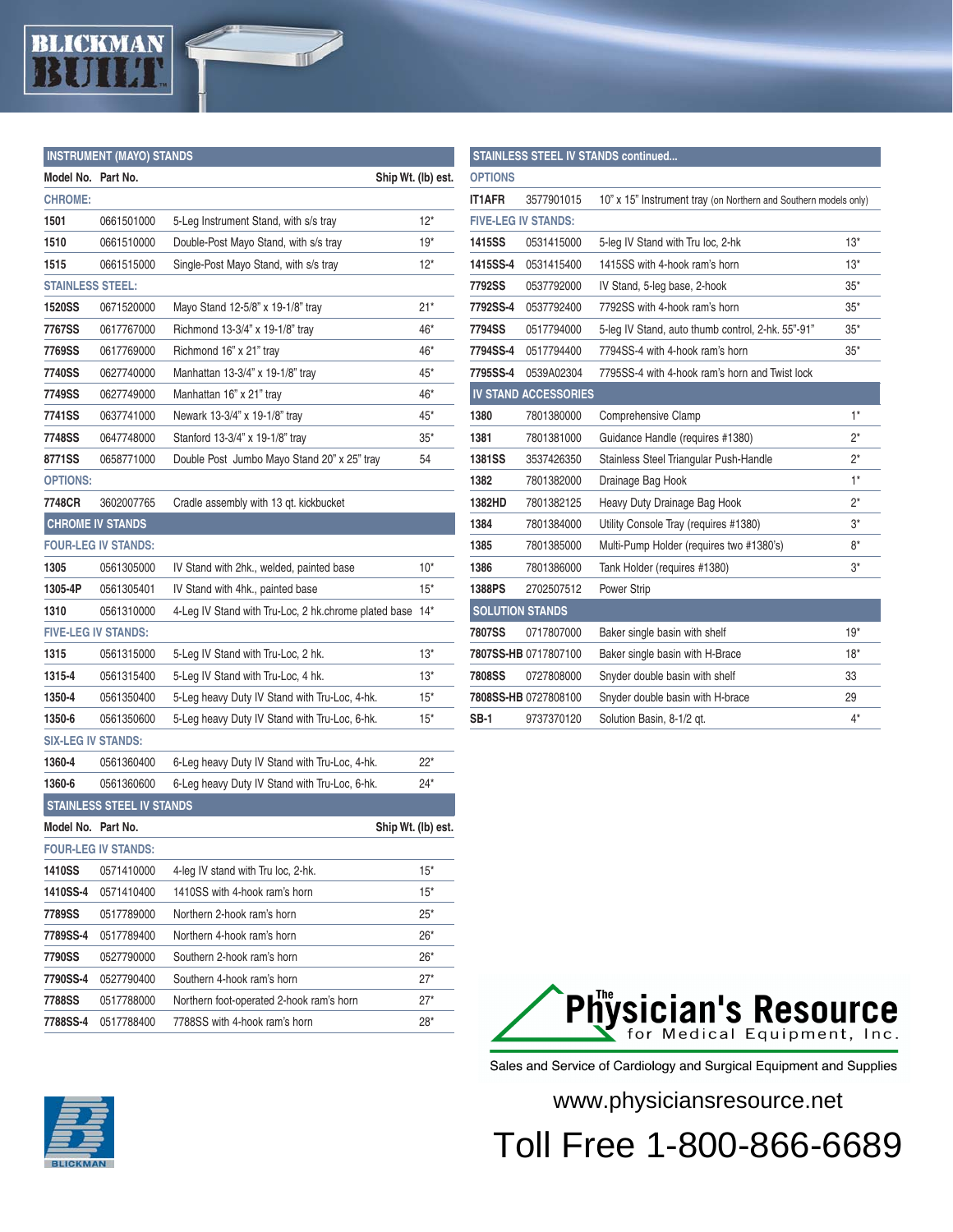BLICKMAN BUILT

## INSTRUMENT (MAYO) STANDS

| Model No. | Part No. | | Ship Wt. (lb) est. |
|---|---|---|---|
| **CHROME:** | | | |
| 1501 | 0661501000 | 5-Leg Instrument Stand, with s/s tray | 12* |
| 1510 | 0661510000 | Double-Post Mayo Stand, with s/s tray | 19* |
| 1515 | 0661515000 | Single-Post Mayo Stand, with s/s tray | 12* |
| **STAINLESS STEEL:** | | | |
| 1520SS | 0671520000 | Mayo Stand 12-5/8" x 19-1/8" tray | 21* |
| 7767SS | 0617767000 | Richmond 13-3/4" x 19-1/8" tray | 46* |
| 7769SS | 0617769000 | Richmond 16" x 21" tray | 46* |
| 7740SS | 0627740000 | Manhattan 13-3/4" x 19-1/8" tray | 45* |
| 7749SS | 0627749000 | Manhattan 16" x 21" tray | 46* |
| 7741SS | 0637741000 | Newark 13-3/4" x 19-1/8" tray | 45* |
| 7748SS | 0647748000 | Stanford 13-3/4" x 19-1/8" tray | 35* |
| 8771SS | 0658771000 | Double Post Jumbo Mayo Stand 20" x 25" tray | 54 |
| **OPTIONS:** | | | |
| 7748CR | 3602007765 | Cradle assembly with 13 qt. kickbucket | |

## CHROME IV STANDS

| | | | |
|---|---|---|---|
| **FOUR-LEG IV STANDS:** | | | |
| 1305 | 0561305000 | IV Stand with 2hk., welded, painted base | 10* |
| 1305-4P | 0561305401 | IV Stand with 4hk., painted base | 15* |
| 1310 | 0561310000 | 4-Leg IV Stand with Tru-Loc, 2 hk.chrome plated base | 14* |
| **FIVE-LEG IV STANDS:** | | | |
| 1315 | 0561315000 | 5-Leg IV Stand with Tru-Loc, 2 hk. | 13* |
| 1315-4 | 0561315400 | 5-Leg IV Stand with Tru-Loc, 4 hk. | 13* |
| 1350-4 | 0561350400 | 5-Leg heavy Duty IV Stand with Tru-Loc, 4-hk. | 15* |
| 1350-6 | 0561350600 | 5-Leg heavy Duty IV Stand with Tru-Loc, 6-hk. | 15* |
| **SIX-LEG IV STANDS:** | | | |
| 1360-4 | 0561360400 | 6-Leg heavy Duty IV Stand with Tru-Loc, 4-hk. | 22* |
| 1360-6 | 0561360600 | 6-Leg heavy Duty IV Stand with Tru-Loc, 6-hk. | 24* |

## STAINLESS STEEL IV STANDS

| Model No. | Part No. | | Ship Wt. (lb) est. |
|---|---|---|---|
| **FOUR-LEG IV STANDS:** | | | |
| 1410SS | 0571410000 | 4-leg IV stand with Tru loc, 2-hk. | 15* |
| 1410SS-4 | 0571410400 | 1410SS with 4-hook ram's horn | 15* |
| 7789SS | 0517789000 | Northern 2-hook ram's horn | 25* |
| 7789SS-4 | 0517789400 | Northern 4-hook ram's horn | 26* |
| 7790SS | 0527790000 | Southern 2-hook ram's horn | 26* |
| 7790SS-4 | 0527790400 | Southern 4-hook ram's horn | 27* |
| 7788SS | 0517788000 | Northern foot-operated 2-hook ram's horn | 27* |
| 7788SS-4 | 0517788400 | 7788SS with 4-hook ram's horn | 28* |

## STAINLESS STEEL IV STANDS continued...

| | | | |
|---|---|---|---|
| **OPTIONS** | | | |
| IT1AFR | 3577901015 | 10" x 15" Instrument tray (on Northern and Southern models only) | |
| **FIVE-LEG IV STANDS:** | | | |
| 1415SS | 0531415000 | 5-leg IV Stand with Tru loc, 2-hk | 13* |
| 1415SS-4 | 0531415400 | 1415SS with 4-hook ram's horn | 13* |
| 7792SS | 0537792000 | IV Stand, 5-leg base, 2-hook | 35* |
| 7792SS-4 | 0537792400 | 7792SS with 4-hook ram's horn | 35* |
| 7794SS | 0517794000 | 5-leg IV Stand, auto thumb control, 2-hk. 55"-91" | 35* |
| 7794SS-4 | 0517794400 | 7794SS-4 with 4-hook ram's horn | 35* |
| 7795SS-4 | 0539A02304 | 7795SS-4 with 4-hook ram's horn and Twist lock | |

## IV STAND ACCESSORIES

| | | | |
|---|---|---|---|
| 1380 | 7801380000 | Comprehensive Clamp | 1* |
| 1381 | 7801381000 | Guidance Handle (requires #1380) | 2* |
| 1381SS | 3537426350 | Stainless Steel Triangular Push-Handle | 2* |
| 1382 | 7801382000 | Drainage Bag Hook | 1* |
| 1382HD | 7801382125 | Heavy Duty Drainage Bag Hook | 2* |
| 1384 | 7801384000 | Utility Console Tray (requires #1380) | 3* |
| 1385 | 7801385000 | Multi-Pump Holder (requires two #1380's) | 8* |
| 1386 | 7801386000 | Tank Holder (requires #1380) | 3* |
| 1388PS | 2702507512 | Power Strip | |

## SOLUTION STANDS

| | | | |
|---|---|---|---|
| 7807SS | 0717807000 | Baker single basin with shelf | 19* |
| 7807SS-HB | 0717807100 | Baker single basin with H-Brace | 18* |
| 7808SS | 0727808000 | Snyder double basin with shelf | 33 |
| 7808SS-HB | 0727808100 | Snyder double basin with H-brace | 29 |
| SB-1 | 9737370120 | Solution Basin, 8-1/2 qt. | 4* |

The Physician's Resource for Medical Equipment, Inc.

Sales and Service of Cardiology and Surgical Equipment and Supplies

www.physiciansresource.net

Toll Free 1-800-866-6689

BLICKMAN